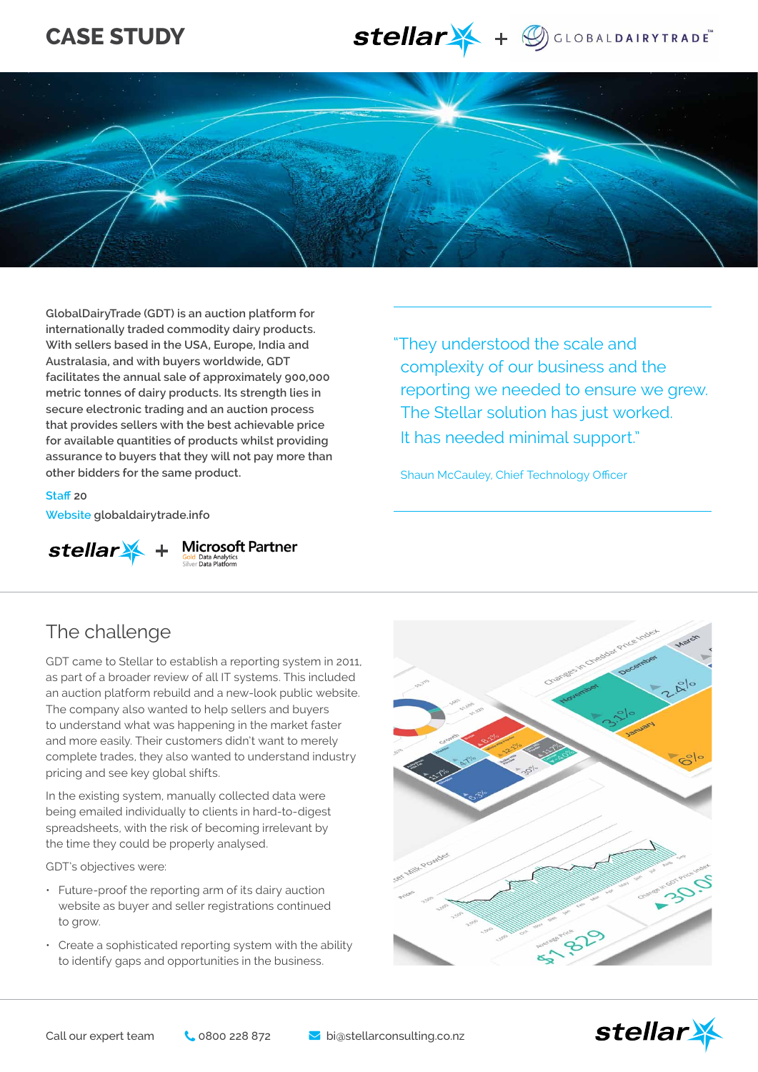# CASE STUDY

stellar + GLOBALDAIRYTRADE

GlobalDairyTrade (GDT) is an auction platform for internationally traded commodity dairy products. With sellers based in the USA, Europe, India and Australasia, and with buyers worldwide, GDT facilitates the annual sale of approximately 900,000 metric tonnes of dairy products. Its strength lies in secure electronic trading and an auction process that provides sellers with the best achievable price for available quantities of products whilst providing assurance to buyers that they will not pay more than other bidders for the same product.

**Staff** 20

**Website** globaldairytrade.info

stellar + Microsoft Partner
Gold Data Analytics
Silver Data Platform

> "They understood the scale and complexity of our business and the reporting we needed to ensure we grew. The Stellar solution has just worked. It has needed minimal support."
>
> Shaun McCauley, Chief Technology Officer

## The challenge

GDT came to Stellar to establish a reporting system in 2011, as part of a broader review of all IT systems. This included an auction platform rebuild and a new-look public website. The company also wanted to help sellers and buyers to understand what was happening in the market faster and more easily. Their customers didn't want to merely complete trades, they also wanted to understand industry pricing and see key global shifts.

In the existing system, manually collected data were being emailed individually to clients in hard-to-digest spreadsheets, with the risk of becoming irrelevant by the time they could be properly analysed.

GDT's objectives were:

- Future-proof the reporting arm of its dairy auction website as buyer and seller registrations continued to grow.
- Create a sophisticated reporting system with the ability to identify gaps and opportunities in the business.

Call our expert team 0800 228 872 bi@stellarconsulting.co.nz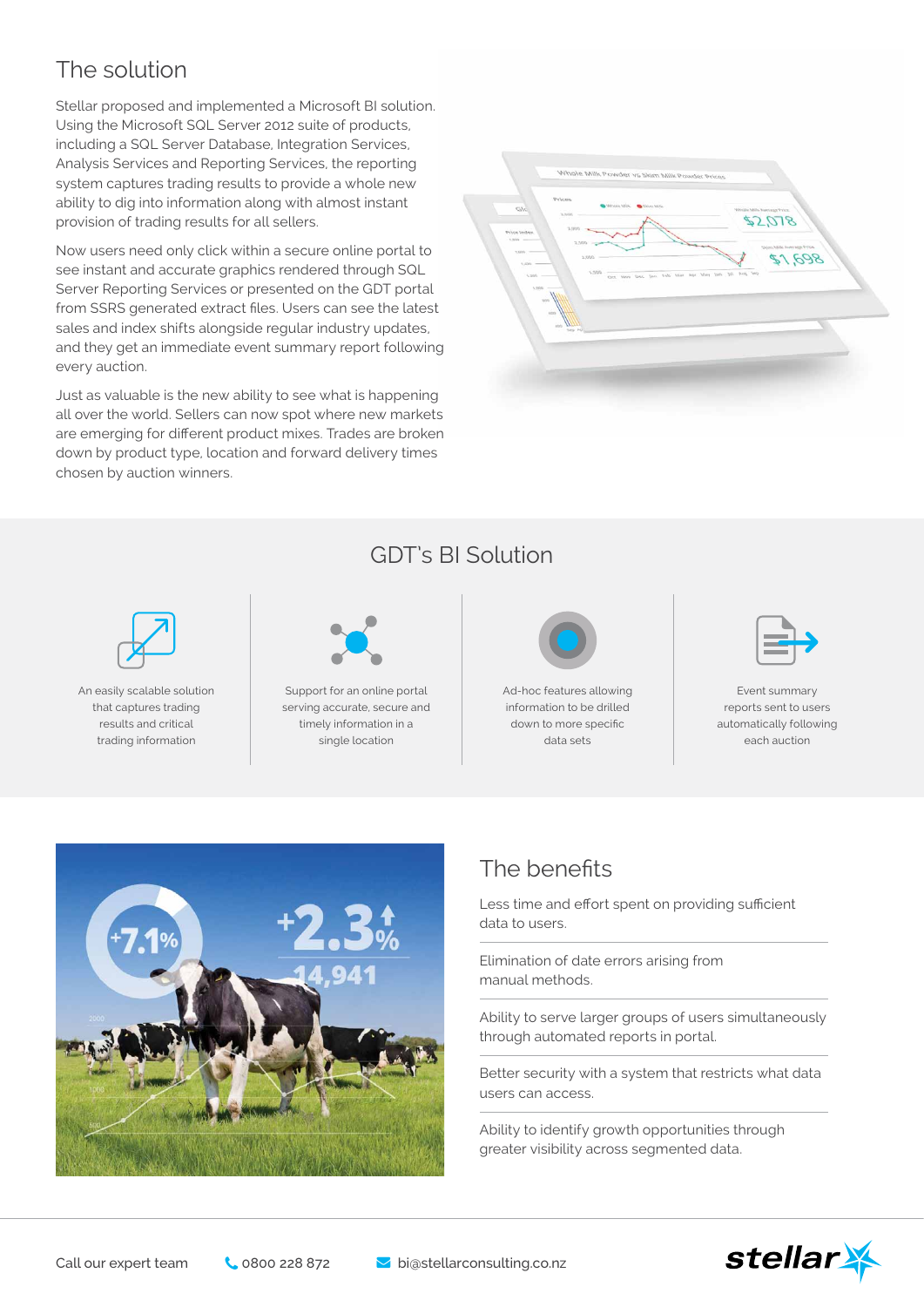## The solution

Stellar proposed and implemented a Microsoft BI solution. Using the Microsoft SQL Server 2012 suite of products, including a SQL Server Database, Integration Services, Analysis Services and Reporting Services, the reporting system captures trading results to provide a whole new ability to dig into information along with almost instant provision of trading results for all sellers.

Now users need only click within a secure online portal to see instant and accurate graphics rendered through SQL Server Reporting Services or presented on the GDT portal from SSRS generated extract files. Users can see the latest sales and index shifts alongside regular industry updates, and they get an immediate event summary report following every auction.

Just as valuable is the new ability to see what is happening all over the world. Sellers can now spot where new markets are emerging for different product mixes. Trades are broken down by product type, location and forward delivery times chosen by auction winners.

## GDT's BI Solution

- An easily scalable solution that captures trading results and critical trading information
- Support for an online portal serving accurate, secure and timely information in a single location
- Ad-hoc features allowing information to be drilled down to more specific data sets
- Event summary reports sent to users automatically following each auction

## The benefits

- Less time and effort spent on providing sufficient data to users.
- Elimination of date errors arising from manual methods.
- Ability to serve larger groups of users simultaneously through automated reports in portal.
- Better security with a system that restricts what data users can access.
- Ability to identify growth opportunities through greater visibility across segmented data.

Call our expert team 0800 228 872 bi@stellarconsulting.co.nz

stellar